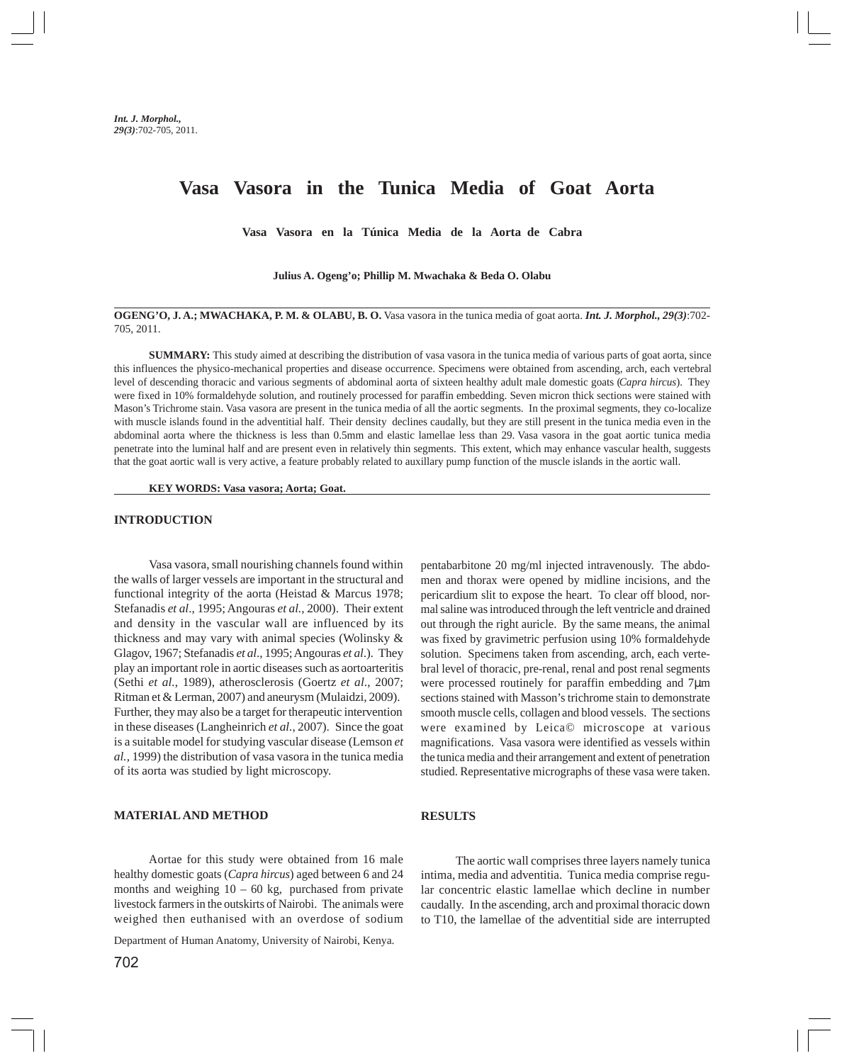# Vasa Vasora in the Tunica Media of Goat Aorta

**Vasa Vasora en la Túnica Media de la Aorta de Cabra**

**Julius A. Ogeng'o; Phillip M. Mwachaka & Beda O. Olabu**

**OGENG'O, J. A.; MWACHAKA, P. M. & OLABU, B. O.** Vasa vasora in the tunica media of goat aorta. ***Int. J. Morphol., 29(3)***:702-705, 2011.

**SUMMARY:** This study aimed at describing the distribution of vasa vasora in the tunica media of various parts of goat aorta, since this influences the physico-mechanical properties and disease occurrence. Specimens were obtained from ascending, arch, each vertebral level of descending thoracic and various segments of abdominal aorta of sixteen healthy adult male domestic goats (*Capra hircus*). They were fixed in 10% formaldehyde solution, and routinely processed for paraffin embedding. Seven micron thick sections were stained with Mason's Trichrome stain. Vasa vasora are present in the tunica media of all the aortic segments. In the proximal segments, they co-localize with muscle islands found in the adventitial half. Their density declines caudally, but they are still present in the tunica media even in the abdominal aorta where the thickness is less than 0.5mm and elastic lamellae less than 29. Vasa vasora in the goat aortic tunica media penetrate into the luminal half and are present even in relatively thin segments. This extent, which may enhance vascular health, suggests that the goat aortic wall is very active, a feature probably related to auxillary pump function of the muscle islands in the aortic wall.

**KEY WORDS: Vasa vasora; Aorta; Goat.**

## INTRODUCTION

Vasa vasora, small nourishing channels found within the walls of larger vessels are important in the structural and functional integrity of the aorta (Heistad & Marcus 1978; Stefanadis *et al*., 1995; Angouras *et al*., 2000). Their extent and density in the vascular wall are influenced by its thickness and may vary with animal species (Wolinsky & Glagov, 1967; Stefanadis *et al*., 1995; Angouras *et al*.). They play an important role in aortic diseases such as aortoarteritis (Sethi *et al*., 1989), atherosclerosis (Goertz *et al*., 2007; Ritman et & Lerman, 2007) and aneurysm (Mulaidzi, 2009). Further, they may also be a target for therapeutic intervention in these diseases (Langheinrich *et al*., 2007). Since the goat is a suitable model for studying vascular disease (Lemson *et al.*, 1999) the distribution of vasa vasora in the tunica media of its aorta was studied by light microscopy.

## MATERIAL AND METHOD

Aortae for this study were obtained from 16 male healthy domestic goats (*Capra hircus*) aged between 6 and 24 months and weighing 10 – 60 kg, purchased from private livestock farmers in the outskirts of Nairobi. The animals were weighed then euthanised with an overdose of sodium pentabarbitone 20 mg/ml injected intravenously. The abdomen and thorax were opened by midline incisions, and the pericardium slit to expose the heart. To clear off blood, normal saline was introduced through the left ventricle and drained out through the right auricle. By the same means, the animal was fixed by gravimetric perfusion using 10% formaldehyde solution. Specimens taken from ascending, arch, each vertebral level of thoracic, pre-renal, renal and post renal segments were processed routinely for paraffin embedding and 7μm sections stained with Masson's trichrome stain to demonstrate smooth muscle cells, collagen and blood vessels. The sections were examined by Leica© microscope at various magnifications. Vasa vasora were identified as vessels within the tunica media and their arrangement and extent of penetration studied. Representative micrographs of these vasa were taken.

## RESULTS

The aortic wall comprises three layers namely tunica intima, media and adventitia. Tunica media comprise regular concentric elastic lamellae which decline in number caudally. In the ascending, arch and proximal thoracic down to T10, the lamellae of the adventitial side are interrupted

Department of Human Anatomy, University of Nairobi, Kenya.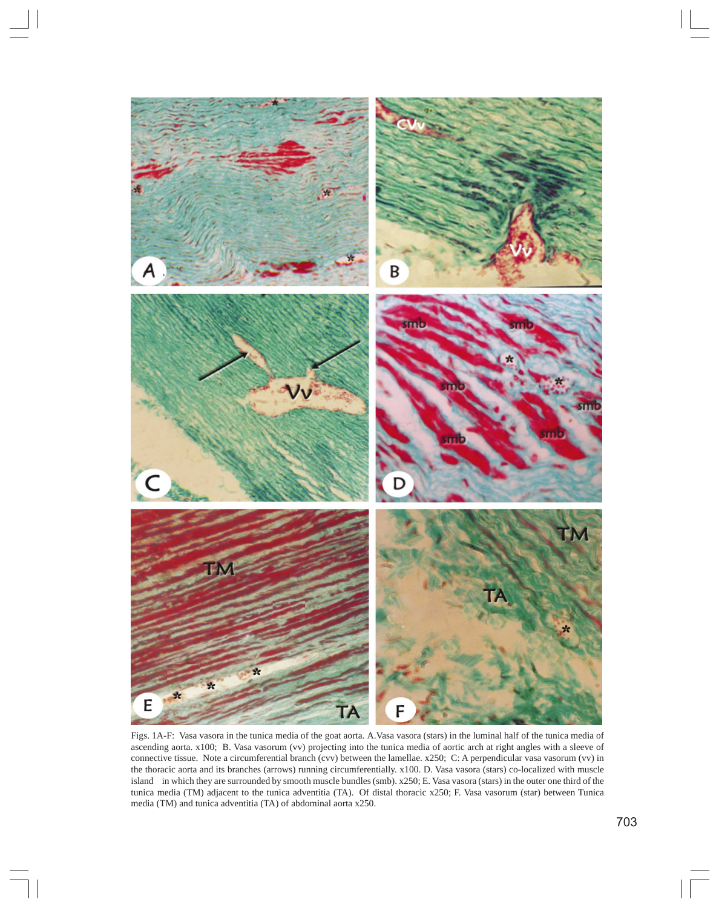Figs. 1A-F: Vasa vasora in the tunica media of the goat aorta. A.Vasa vasora (stars) in the luminal half of the tunica media of ascending aorta. x100; B. Vasa vasorum (vv) projecting into the tunica media of aortic arch at right angles with a sleeve of connective tissue. Note a circumferential branch (cvv) between the lamellae. x250; C: A perpendicular vasa vasorum (vv) in the thoracic aorta and its branches (arrows) running circumferentially. x100. D. Vasa vasora (stars) co-localized with muscle island in which they are surrounded by smooth muscle bundles (smb). x250; E. Vasa vasora (stars) in the outer one third of the tunica media (TM) adjacent to the tunica adventitia (TA). Of distal thoracic x250; F. Vasa vasorum (star) between Tunica media (TM) and tunica adventitia (TA) of abdominal aorta x250.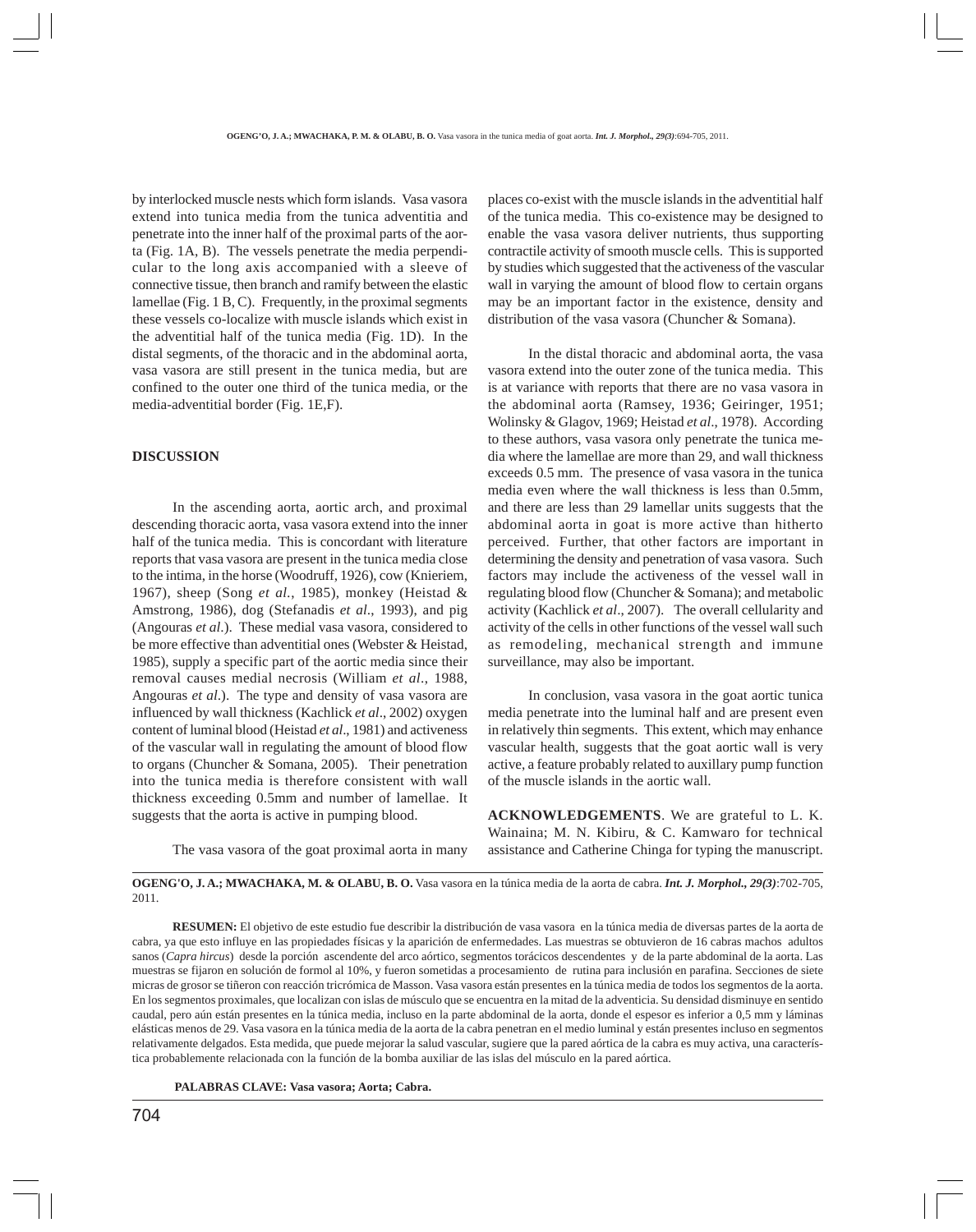by interlocked muscle nests which form islands. Vasa vasora extend into tunica media from the tunica adventitia and penetrate into the inner half of the proximal parts of the aorta (Fig. 1A, B). The vessels penetrate the media perpendicular to the long axis accompanied with a sleeve of connective tissue, then branch and ramify between the elastic lamellae (Fig. 1 B, C). Frequently, in the proximal segments these vessels co-localize with muscle islands which exist in the adventitial half of the tunica media (Fig. 1D). In the distal segments, of the thoracic and in the abdominal aorta, vasa vasora are still present in the tunica media, but are confined to the outer one third of the tunica media, or the media-adventitial border (Fig. 1E,F).

## DISCUSSION

In the ascending aorta, aortic arch, and proximal descending thoracic aorta, vasa vasora extend into the inner half of the tunica media. This is concordant with literature reports that vasa vasora are present in the tunica media close to the intima, in the horse (Woodruff, 1926), cow (Knieriem, 1967), sheep (Song *et al.*, 1985), monkey (Heistad & Amstrong, 1986), dog (Stefanadis *et al*., 1993), and pig (Angouras *et al.*). These medial vasa vasora, considered to be more effective than adventitial ones (Webster & Heistad, 1985), supply a specific part of the aortic media since their removal causes medial necrosis (William *et al*., 1988, Angouras *et al.*). The type and density of vasa vasora are influenced by wall thickness (Kachlick *et al*., 2002) oxygen content of luminal blood (Heistad *et al*., 1981) and activeness of the vascular wall in regulating the amount of blood flow to organs (Chuncher & Somana, 2005). Their penetration into the tunica media is therefore consistent with wall thickness exceeding 0.5mm and number of lamellae. It suggests that the aorta is active in pumping blood.

The vasa vasora of the goat proximal aorta in many places co-exist with the muscle islands in the adventitial half of the tunica media. This co-existence may be designed to enable the vasa vasora deliver nutrients, thus supporting contractile activity of smooth muscle cells. This is supported by studies which suggested that the activeness of the vascular wall in varying the amount of blood flow to certain organs may be an important factor in the existence, density and distribution of the vasa vasora (Chuncher & Somana).

In the distal thoracic and abdominal aorta, the vasa vasora extend into the outer zone of the tunica media. This is at variance with reports that there are no vasa vasora in the abdominal aorta (Ramsey, 1936; Geiringer, 1951; Wolinsky & Glagov, 1969; Heistad *et al*., 1978). According to these authors, vasa vasora only penetrate the tunica media where the lamellae are more than 29, and wall thickness exceeds 0.5 mm. The presence of vasa vasora in the tunica media even where the wall thickness is less than 0.5mm, and there are less than 29 lamellar units suggests that the abdominal aorta in goat is more active than hitherto perceived. Further, that other factors are important in determining the density and penetration of vasa vasora. Such factors may include the activeness of the vessel wall in regulating blood flow (Chuncher & Somana); and metabolic activity (Kachlick *et al*., 2007). The overall cellularity and activity of the cells in other functions of the vessel wall such as remodeling, mechanical strength and immune surveillance, may also be important.

In conclusion, vasa vasora in the goat aortic tunica media penetrate into the luminal half and are present even in relatively thin segments. This extent, which may enhance vascular health, suggests that the goat aortic wall is very active, a feature probably related to auxillary pump function of the muscle islands in the aortic wall.

**ACKNOWLEDGEMENTS**. We are grateful to L. K. Wainaina; M. N. Kibiru, & C. Kamwaro for technical assistance and Catherine Chinga for typing the manuscript.

---

**OGENG'O, J. A.; MWACHAKA, M. & OLABU, B. O.** Vasa vasora en la túnica media de la aorta de cabra. ***Int. J. Morphol., 29(3)***:702-705, 2011.

**RESUMEN:** El objetivo de este estudio fue describir la distribución de vasa vasora en la túnica media de diversas partes de la aorta de cabra, ya que esto influye en las propiedades físicas y la aparición de enfermedades. Las muestras se obtuvieron de 16 cabras machos adultos sanos (*Capra hircus*) desde la porción ascendente del arco aórtico, segmentos torácicos descendentes y de la parte abdominal de la aorta. Las muestras se fijaron en solución de formol al 10%, y fueron sometidas a procesamiento de rutina para inclusión en parafina. Secciones de siete micras de grosor se tiñeron con reacción tricrómica de Masson. Vasa vasora están presentes en la túnica media de todos los segmentos de la aorta. En los segmentos proximales, que localizan con islas de músculo que se encuentra en la mitad de la adventicia. Su densidad disminuye en sentido caudal, pero aún están presentes en la túnica media, incluso en la parte abdominal de la aorta, donde el espesor es inferior a 0,5 mm y láminas elásticas menos de 29. Vasa vasora en la túnica media de la aorta de la cabra penetran en el medio luminal y están presentes incluso en segmentos relativamente delgados. Esta medida, que puede mejorar la salud vascular, sugiere que la pared aórtica de la cabra es muy activa, una característica probablemente relacionada con la función de la bomba auxiliar de las islas del músculo en la pared aórtica.

**PALABRAS CLAVE: Vasa vasora; Aorta; Cabra.**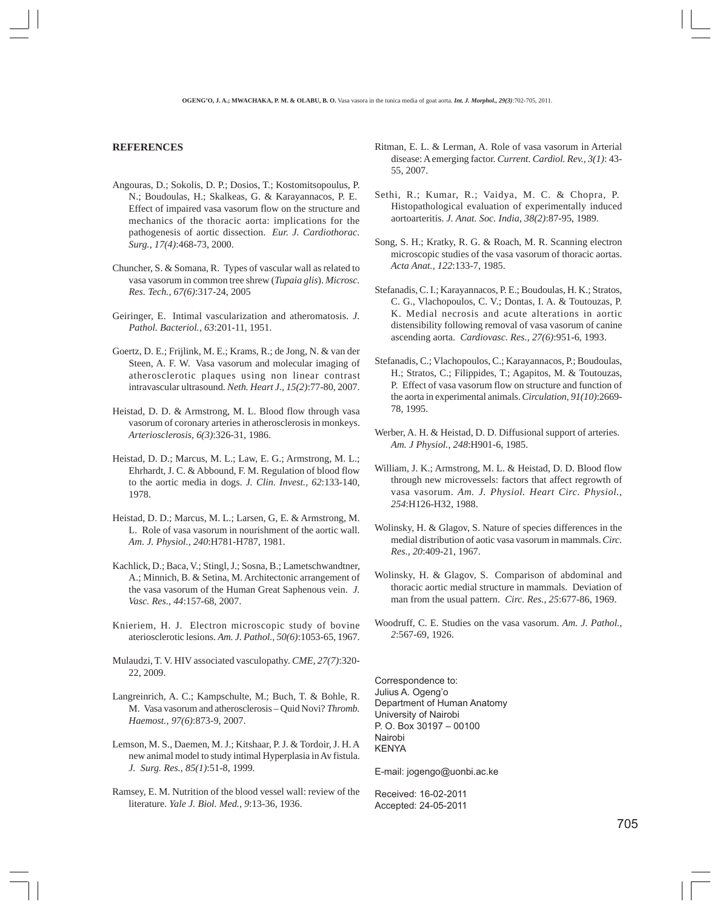## REFERENCES

Angouras, D.; Sokolis, D. P.; Dosios, T.; Kostomitsopoulus, P. N.; Boudoulas, H.; Skalkeas, G. & Karayannacos, P. E. Effect of impaired vasa vasorum flow on the structure and mechanics of the thoracic aorta: implications for the pathogenesis of aortic dissection. *Eur. J. Cardiothorac. Surg., 17(4)*:468-73, 2000.

Chuncher, S. & Somana, R. Types of vascular wall as related to vasa vasorum in common tree shrew (*Tupaia glis*). *Microsc. Res. Tech., 67(6)*:317-24, 2005

Geiringer, E. Intimal vascularization and atheromatosis. *J. Pathol. Bacteriol., 63*:201-11, 1951.

Goertz, D. E.; Frijlink, M. E.; Krams, R.; de Jong, N. & van der Steen, A. F. W. Vasa vasorum and molecular imaging of atherosclerotic plaques using non linear contrast intravascular ultrasound. *Neth. Heart J., 15(2)*:77-80, 2007.

Heistad, D. D. & Armstrong, M. L. Blood flow through vasa vasorum of coronary arteries in atherosclerosis in monkeys. *Arteriosclerosis, 6(3)*:326-31, 1986.

Heistad, D. D.; Marcus, M. L.; Law, E. G.; Armstrong, M. L.; Ehrhardt, J. C. & Abbound, F. M. Regulation of blood flow to the aortic media in dogs. *J. Clin. Invest., 62*:133-140, 1978.

Heistad, D. D.; Marcus, M. L.; Larsen, G, E. & Armstrong, M. L. Role of vasa vasorum in nourishment of the aortic wall. *Am. J. Physiol., 240*:H781-H787, 1981.

Kachlick, D.; Baca, V.; Stingl, J.; Sosna, B.; Lametschwandtner, A.; Minnich, B. & Setina, M. Architectonic arrangement of the vasa vasorum of the Human Great Saphenous vein. *J. Vasc. Res., 44*:157-68, 2007.

Knieriem, H. J. Electron microscopic study of bovine aterioslerotic lesions. *Am. J. Pathol., 50(6)*:1053-65, 1967.

Mulaudzi, T. V. HIV associated vasculopathy. *CME, 27(7)*:320-22, 2009.

Langreinrich, A. C.; Kampschulte, M.; Buch, T. & Bohle, R. M. Vasa vasorum and atherosclerosis – Quid Novi? *Thromb. Haemost., 97(6)*:873-9, 2007.

Lemson, M. S., Daemen, M. J.; Kitshaar, P. J. & Tordoir, J. H. A new animal model to study intimal Hyperplasia in Av fistula. *J. Surg. Res., 85(1)*:51-8, 1999.

Ramsey, E. M. Nutrition of the blood vessel wall: review of the literature. *Yale J. Biol. Med., 9*:13-36, 1936.

Ritman, E. L. & Lerman, A. Role of vasa vasorum in Arterial disease: A emerging factor. *Current. Cardiol. Rev., 3(1)*: 43-55, 2007.

Sethi, R.; Kumar, R.; Vaidya, M. C. & Chopra, P. Histopathological evaluation of experimentally induced aortoarteritis. *J. Anat. Soc. India, 38(2)*:87-95, 1989.

Song, S. H.; Kratky, R. G. & Roach, M. R. Scanning electron microscopic studies of the vasa vasorum of thoracic aortas. *Acta Anat., 122*:133-7, 1985.

Stefanadis, C. I.; Karayannacos, P. E.; Boudoulas, H. K.; Stratos, C. G., Vlachopoulos, C. V.; Dontas, I. A. & Toutouzas, P. K. Medial necrosis and acute alterations in aortic distensibility following removal of vasa vasorum of canine ascending aorta. *Cardiovasc. Res., 27(6)*:951-6, 1993.

Stefanadis, C.; Vlachopoulos, C.; Karayannacos, P.; Boudoulas, H.; Stratos, C.; Filippides, T.; Agapitos, M. & Toutouzas, P. Effect of vasa vasorum flow on structure and function of the aorta in experimental animals. *Circulation, 91(10)*:2669-78, 1995.

Werber, A. H. & Heistad, D. D. Diffusional support of arteries. *Am. J Physiol., 248*:H901-6, 1985.

William, J. K.; Armstrong, M. L. & Heistad, D. D. Blood flow through new microvessels: factors that affect regrowth of vasa vasorum. *Am. J. Physiol. Heart Circ. Physiol., 254*:H126-H32, 1988.

Wolinsky, H. & Glagov, S. Nature of species differences in the medial distribution of aotic vasa vasorum in mammals. *Circ. Res., 20*:409-21, 1967.

Wolinsky, H. & Glagov, S. Comparison of abdominal and thoracic aortic medial structure in mammals. Deviation of man from the usual pattern. *Circ. Res., 25*:677-86, 1969.

Woodruff, C. E. Studies on the vasa vasorum. *Am. J. Pathol., 2*:567-69, 1926.

Correspondence to:
Julius A. Ogeng'o
Department of Human Anatomy
University of Nairobi
P. O. Box 30197 – 00100
Nairobi
KENYA

E-mail: jogengo@uonbi.ac.ke

Received: 16-02-2011
Accepted: 24-05-2011